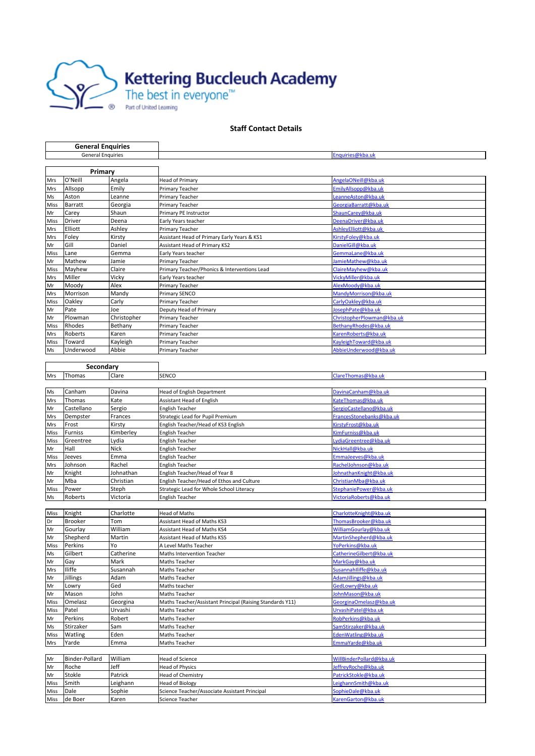# Kettering Buccleuch Academy

The best in everyone™

Part of United Learning

## Staff Contact Details

| General Enquiries | | | | |
|---|---|---|---|---|
| General Enquiries | | | | Enquiries@kba.uk |

| Primary | | | | |
|---|---|---|---|---|
| Mrs | O'Neill | Angela | Head of Primary | AngelaONeill@kba.uk |
| Mrs | Allsopp | Emily | Primary Teacher | EmilyAllsopp@kba.uk |
| Ms | Aston | Leanne | Primary Teacher | LeanneAston@kba.uk |
| Miss | Barratt | Georgia | Primary Teacher | GeorgiaBarratt@kba.uk |
| Mr | Carey | Shaun | Primary PE Instructor | ShaunCarey@kba.uk |
| Miss | Driver | Deena | Early Years teacher | DeenaDriver@kba.uk |
| Mrs | Elliott | Ashley | Primary Teacher | AshleyElliott@kba.uk |
| Mrs | Foley | Kirsty | Assistant Head of Primary Early Years & KS1 | KirstyFoley@kba.uk |
| Mr | Gill | Daniel | Assistant Head of Primary KS2 | DanielGill@kba.uk |
| Miss | Lane | Gemma | Early Years teacher | GemmaLane@kba.uk |
| Mr | Mathew | Jamie | Primary Teacher | JamieMathew@kba.uk |
| Miss | Mayhew | Claire | Primary Teacher/Phonics & Interventions Lead | ClaireMayhew@kba.uk |
| Mrs | Miller | Vicky | Early Years teacher | VickyMiller@kba.uk |
| Mr | Moody | Alex | Primary Teacher | AlexMoody@kba.uk |
| Mrs | Morrison | Mandy | Primary SENCO | MandyMorrison@kba.uk |
| Miss | Oakley | Carly | Primary Teacher | CarlyOakley@kba.uk |
| Mr | Pate | Joe | Deputy Head of Primary | JosephPate@kba.uk |
| Mr | Plowman | Christopher | Primary Teacher | ChristopherPlowman@kba.uk |
| Miss | Rhodes | Bethany | Primary Teacher | BethanyRhodes@kba.uk |
| Mrs | Roberts | Karen | Primary Teacher | KarenRoberts@kba.uk |
| Miss | Toward | Kayleigh | Primary Teacher | KayleighToward@kba.uk |
| Ms | Underwood | Abbie | Primary Teacher | AbbieUnderwood@kba.uk |

| Secondary | | | | |
|---|---|---|---|---|
| Mrs | Thomas | Clare | SENCO | ClareThomas@kba.uk |
| | | | | |
| Ms | Canham | Davina | Head of English Department | DavinaCanham@kba.uk |
| Mrs | Thomas | Kate | Assistant Head of English | KateThomas@kba.uk |
| Mr | Castellano | Sergio | English Teacher | SergioCastellano@kba.uk |
| Mrs | Dempster | Frances | Strategic Lead for Pupil Premium | FrancesStonebanks@kba.uk |
| Mrs | Frost | Kirsty | English Teacher/Head of KS3 English | KirstyFrost@kba.uk |
| Miss | Furniss | Kimberley | English Teacher | KimFurniss@kba.uk |
| Miss | Greentree | Lydia | English Teacher | LydiaGreentree@kba.uk |
| Mr | Hall | Nick | English Teacher | NickHall@kba.uk |
| Miss | Jeeves | Emma | English Teacher | EmmaJeeves@kba.uk |
| Mrs | Johnson | Rachel | English Teacher | RachelJohnson@kba.uk |
| Mr | Knight | Johnathan | English Teacher/Head of Year 8 | JohnathanKnight@kba.uk |
| Mr | Mba | Christian | English Teacher/Head of Ethos and Culture | ChristianMba@kba.uk |
| Miss | Power | Steph | Strategic Lead for Whole School Literacy | StephaniePower@kba.uk |
| Ms | Roberts | Victoria | English Teacher | VictoriaRoberts@kba.uk |
| | | | | |
| Miss | Knight | Charlotte | Head of Maths | CharlotteKnight@kba.uk |
| Dr | Brooker | Tom | Assistant Head of Maths KS3 | ThomasBrooker@kba.uk |
| Mr | Gourlay | William | Assistant Head of Maths KS4 | WilliamGourlay@kba.uk |
| Mr | Shepherd | Martin | Assistant Head of Maths KS5 | MartinShepherd@kba.uk |
| Miss | Perkins | Yo | A Level Maths Teacher | YoPerkins@kba.uk |
| Ms | Gilbert | Catherine | Maths Intervention Teacher | CatherineGilbert@kba.uk |
| Mr | Gay | Mark | Maths Teacher | MarkGay@kba.uk |
| Mrs | Iliffe | Susannah | Maths Teacher | SusannahIliffe@kba.uk |
| Mr | Jillings | Adam | Maths Teacher | AdamJillings@kba.uk |
| Mr | Lowry | Ged | Maths teacher | GedLowry@kba.uk |
| Mr | Mason | John | Maths Teacher | JohnMason@kba.uk |
| Miss | Omelasz | Georgina | Maths Teacher/Assistant Principal (Raising Standards Y11) | GeorginaOmelasz@kba.uk |
| Miss | Patel | Urvashi | Maths Teacher | UrvashiPatel@kba.uk |
| Mr | Perkins | Robert | Maths Teacher | RobPerkins@kba.uk |
| Ms | Stirzaker | Sam | Maths Teacher | SamStirzaker@kba.uk |
| Miss | Watling | Eden | Maths Teacher | EdenWatling@kba.uk |
| Mrs | Yarde | Emma | Maths Teacher | EmmaYarde@kba.uk |
| | | | | |
| Mr | Binder-Pollard | William | Head of Science | WillBinderPollard@kba.uk |
| Mr | Roche | Jeff | Head of Physics | JeffreyRoche@kba.uk |
| Mr | Stokle | Patrick | Head of Chemistry | PatrickStokle@kba.uk |
| Miss | Smith | Leighann | Head of Biology | LeighannSmith@kba.uk |
| Miss | Dale | Sophie | Science Teacher/Associate Assistant Principal | SophieDale@kba.uk |
| Miss | de Boer | Karen | Science Teacher | KarenGarton@kba.uk |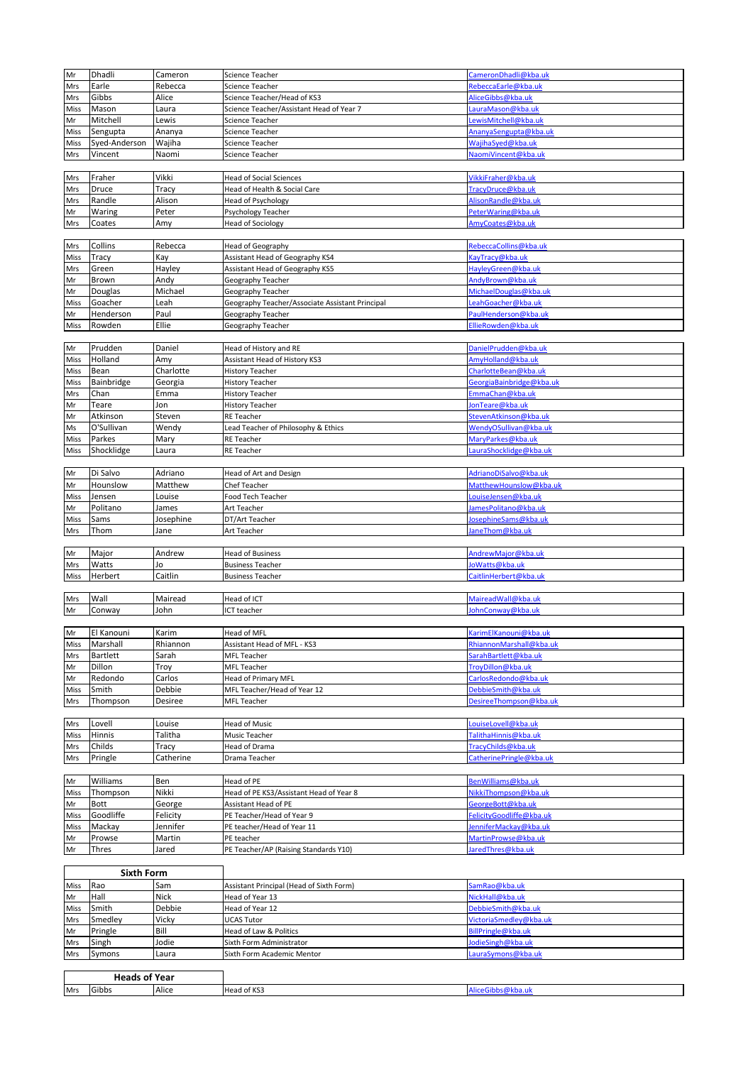| | | | | |
|---|---|---|---|---|
| Mr | Dhadli | Cameron | Science Teacher | CameronDhadli@kba.uk |
| Mrs | Earle | Rebecca | Science Teacher | RebeccaEarle@kba.uk |
| Mrs | Gibbs | Alice | Science Teacher/Head of KS3 | AliceGibbs@kba.uk |
| Miss | Mason | Laura | Science Teacher/Assistant Head of Year 7 | LauraMason@kba.uk |
| Mr | Mitchell | Lewis | Science Teacher | LewisMitchell@kba.uk |
| Miss | Sengupta | Ananya | Science Teacher | AnanyaSengupta@kba.uk |
| Miss | Syed-Anderson | Wajiha | Science Teacher | WajihaSyed@kba.uk |
| Mrs | Vincent | Naomi | Science Teacher | NaomiVincent@kba.uk |

| | | | | |
|---|---|---|---|---|
| Mrs | Fraher | Vikki | Head of Social Sciences | VikkiFraher@kba.uk |
| Mrs | Druce | Tracy | Head of Health & Social Care | TracyDruce@kba.uk |
| Mrs | Randle | Alison | Head of Psychology | AlisonRandle@kba.uk |
| Mr | Waring | Peter | Psychology Teacher | PeterWaring@kba.uk |
| Mrs | Coates | Amy | Head of Sociology | AmyCoates@kba.uk |

| | | | | |
|---|---|---|---|---|
| Mrs | Collins | Rebecca | Head of Geography | RebeccaCollins@kba.uk |
| Miss | Tracy | Kay | Assistant Head of Geography KS4 | KayTracy@kba.uk |
| Mrs | Green | Hayley | Assistant Head of Geography KS5 | HayleyGreen@kba.uk |
| Mr | Brown | Andy | Geography Teacher | AndyBrown@kba.uk |
| Mr | Douglas | Michael | Geography Teacher | MichaelDouglas@kba.uk |
| Miss | Goacher | Leah | Geography Teacher/Associate Assistant Principal | LeahGoacher@kba.uk |
| Mr | Henderson | Paul | Geography Teacher | PaulHenderson@kba.uk |
| Miss | Rowden | Ellie | Geography Teacher | EllieRowden@kba.uk |

| | | | | |
|---|---|---|---|---|
| Mr | Prudden | Daniel | Head of History and RE | DanielPrudden@kba.uk |
| Miss | Holland | Amy | Assistant Head of History KS3 | AmyHolland@kba.uk |
| Miss | Bean | Charlotte | History Teacher | CharlotteBean@kba.uk |
| Miss | Bainbridge | Georgia | History Teacher | GeorgiaBainbridge@kba.uk |
| Mrs | Chan | Emma | History Teacher | EmmaChan@kba.uk |
| Mr | Teare | Jon | History Teacher | JonTeare@kba.uk |
| Mr | Atkinson | Steven | RE Teacher | StevenAtkinson@kba.uk |
| Ms | O'Sullivan | Wendy | Lead Teacher of Philosophy & Ethics | WendyOSullivan@kba.uk |
| Miss | Parkes | Mary | RE Teacher | MaryParkes@kba.uk |
| Miss | Shocklidge | Laura | RE Teacher | LauraShocklidge@kba.uk |

| | | | | |
|---|---|---|---|---|
| Mr | Di Salvo | Adriano | Head of Art and Design | AdrianoDiSalvo@kba.uk |
| Mr | Hounslow | Matthew | Chef Teacher | MatthewHounslow@kba.uk |
| Miss | Jensen | Louise | Food Tech Teacher | LouiseJensen@kba.uk |
| Mr | Politano | James | Art Teacher | JamesPolitano@kba.uk |
| Miss | Sams | Josephine | DT/Art Teacher | JosephineSams@kba.uk |
| Mrs | Thom | Jane | Art Teacher | JaneThom@kba.uk |

| | | | | |
|---|---|---|---|---|
| Mr | Major | Andrew | Head of Business | AndrewMajor@kba.uk |
| Mrs | Watts | Jo | Business Teacher | JoWatts@kba.uk |
| Miss | Herbert | Caitlin | Business Teacher | CaitlinHerbert@kba.uk |

| | | | | |
|---|---|---|---|---|
| Mrs | Wall | Mairead | Head of ICT | MaireadWall@kba.uk |
| Mr | Conway | John | ICT teacher | JohnConway@kba.uk |

| | | | | |
|---|---|---|---|---|
| Mr | El Kanouni | Karim | Head of MFL | KarimElKanouni@kba.uk |
| Miss | Marshall | Rhiannon | Assistant Head of MFL - KS3 | RhiannonMarshall@kba.uk |
| Mrs | Bartlett | Sarah | MFL Teacher | SarahBartlett@kba.uk |
| Mr | Dillon | Troy | MFL Teacher | TroyDillon@kba.uk |
| Mr | Redondo | Carlos | Head of Primary MFL | CarlosRedondo@kba.uk |
| Miss | Smith | Debbie | MFL Teacher/Head of Year 12 | DebbieSmith@kba.uk |
| Mrs | Thompson | Desiree | MFL Teacher | DesireeThompson@kba.uk |

| | | | | |
|---|---|---|---|---|
| Mrs | Lovell | Louise | Head of Music | LouiseLovell@kba.uk |
| Miss | Hinnis | Talitha | Music Teacher | TalithaHinnis@kba.uk |
| Mrs | Childs | Tracy | Head of Drama | TracyChilds@kba.uk |
| Mrs | Pringle | Catherine | Drama Teacher | CatherinePringle@kba.uk |

| | | | | |
|---|---|---|---|---|
| Mr | Williams | Ben | Head of PE | BenWilliams@kba.uk |
| Miss | Thompson | Nikki | Head of PE KS3/Assistant Head of Year 8 | NikkiThompson@kba.uk |
| Mr | Bott | George | Assistant Head of PE | GeorgeBott@kba.uk |
| Miss | Goodliffe | Felicity | PE Teacher/Head of Year 9 | FelicityGoodliffe@kba.uk |
| Miss | Mackay | Jennifer | PE teacher/Head of Year 11 | JenniferMackay@kba.uk |
| Mr | Prowse | Martin | PE teacher | MartinProwse@kba.uk |
| Mr | Thres | Jared | PE Teacher/AP (Raising Standards Y10) | JaredThres@kba.uk |

## Sixth Form

| | | | | |
|---|---|---|---|---|
| Miss | Rao | Sam | Assistant Principal (Head of Sixth Form) | SamRao@kba.uk |
| Mr | Hall | Nick | Head of Year 13 | NickHall@kba.uk |
| Miss | Smith | Debbie | Head of Year 12 | DebbieSmith@kba.uk |
| Mrs | Smedley | Vicky | UCAS Tutor | VictoriaSmedley@kba.uk |
| Mr | Pringle | Bill | Head of Law & Politics | BillPringle@kba.uk |
| Mrs | Singh | Jodie | Sixth Form Administrator | JodieSingh@kba.uk |
| Mrs | Symons | Laura | Sixth Form Academic Mentor | LauraSymons@kba.uk |

## Heads of Year

| | | | | |
|---|---|---|---|---|
| Mrs | Gibbs | Alice | Head of KS3 | AliceGibbs@kba.uk |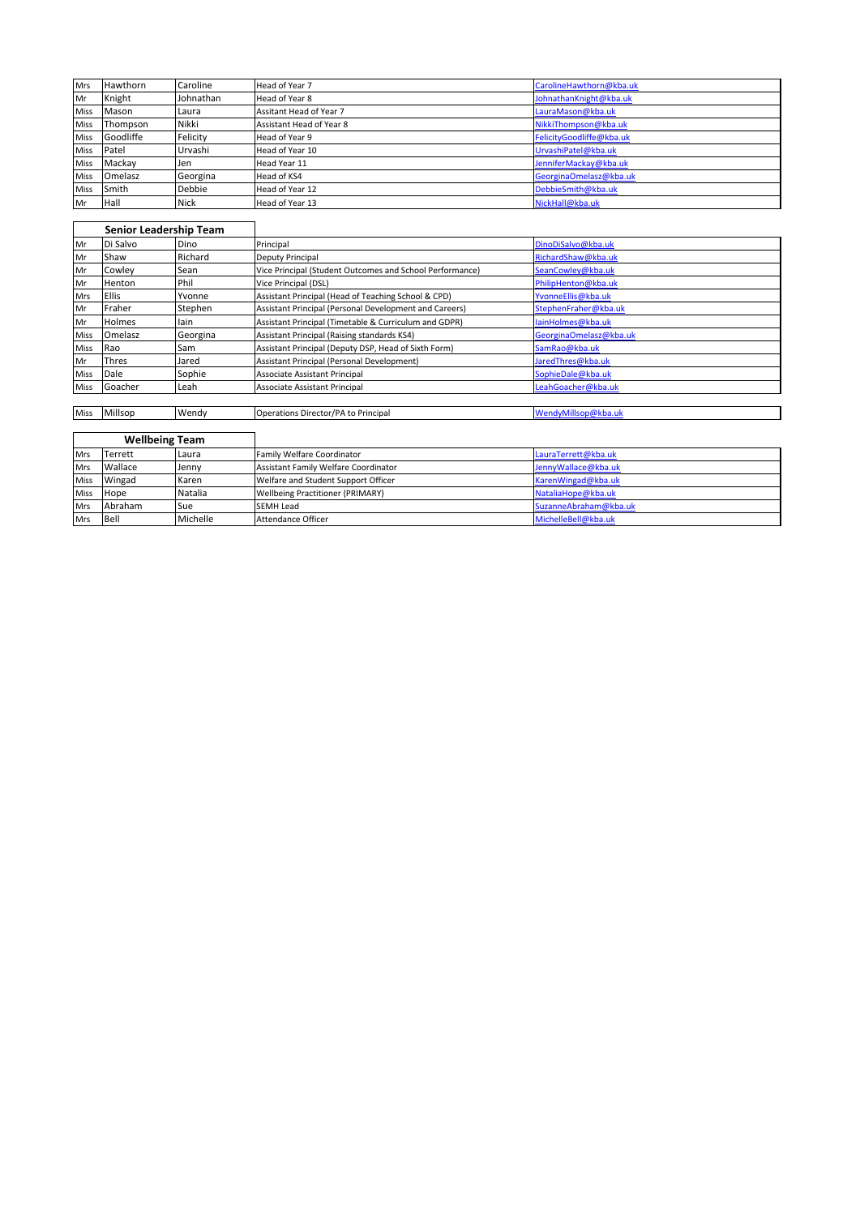| | | | | |
|---|---|---|---|---|
| Mrs | Hawthorn | Caroline | Head of Year 7 | CarolineHawthorn@kba.uk |
| Mr | Knight | Johnathan | Head of Year 8 | JohnathanKnight@kba.uk |
| Miss | Mason | Laura | Assitant Head of Year 7 | LauraMason@kba.uk |
| Miss | Thompson | Nikki | Assistant Head of Year 8 | NikkiThompson@kba.uk |
| Miss | Goodliffe | Felicity | Head of Year 9 | FelicityGoodliffe@kba.uk |
| Miss | Patel | Urvashi | Head of Year 10 | UrvashiPatel@kba.uk |
| Miss | Mackay | Jen | Head Year 11 | JenniferMackay@kba.uk |
| Miss | Omelasz | Georgina | Head of KS4 | GeorginaOmelasz@kba.uk |
| Miss | Smith | Debbie | Head of Year 12 | DebbieSmith@kba.uk |
| Mr | Hall | Nick | Head of Year 13 | NickHall@kba.uk |

**Senior Leadership Team**

| | | | | |
|---|---|---|---|---|
| Mr | Di Salvo | Dino | Principal | DinoDiSalvo@kba.uk |
| Mr | Shaw | Richard | Deputy Principal | RichardShaw@kba.uk |
| Mr | Cowley | Sean | Vice Principal (Student Outcomes and School Performance) | SeanCowley@kba.uk |
| Mr | Henton | Phil | Vice Principal (DSL) | PhilipHenton@kba.uk |
| Mrs | Ellis | Yvonne | Assistant Principal (Head of Teaching School & CPD) | YvonneEllis@kba.uk |
| Mr | Fraher | Stephen | Assistant Principal (Personal Development and Careers) | StephenFraher@kba.uk |
| Mr | Holmes | Iain | Assistant Principal (Timetable & Curriculum and GDPR) | IainHolmes@kba.uk |
| Miss | Omelasz | Georgina | Assistant Principal (Raising standards KS4) | GeorginaOmelasz@kba.uk |
| Miss | Rao | Sam | Assistant Principal (Deputy DSP, Head of Sixth Form) | SamRao@kba.uk |
| Mr | Thres | Jared | Assistant Principal (Personal Development) | JaredThres@kba.uk |
| Miss | Dale | Sophie | Associate Assistant Principal | SophieDale@kba.uk |
| Miss | Goacher | Leah | Associate Assistant Principal | LeahGoacher@kba.uk |
| | | | | |
| Miss | Millsop | Wendy | Operations Director/PA to Principal | WendyMillsop@kba.uk |

**Wellbeing Team**

| | | | | |
|---|---|---|---|---|
| Mrs | Terrett | Laura | Family Welfare Coordinator | LauraTerrett@kba.uk |
| Mrs | Wallace | Jenny | Assistant Family Welfare Coordinator | JennyWallace@kba.uk |
| Miss | Wingad | Karen | Welfare and Student Support Officer | KarenWingad@kba.uk |
| Miss | Hope | Natalia | Wellbeing Practitioner (PRIMARY) | NataliaHope@kba.uk |
| Mrs | Abraham | Sue | SEMH Lead | SuzanneAbraham@kba.uk |
| Mrs | Bell | Michelle | Attendance Officer | MichelleBell@kba.uk |